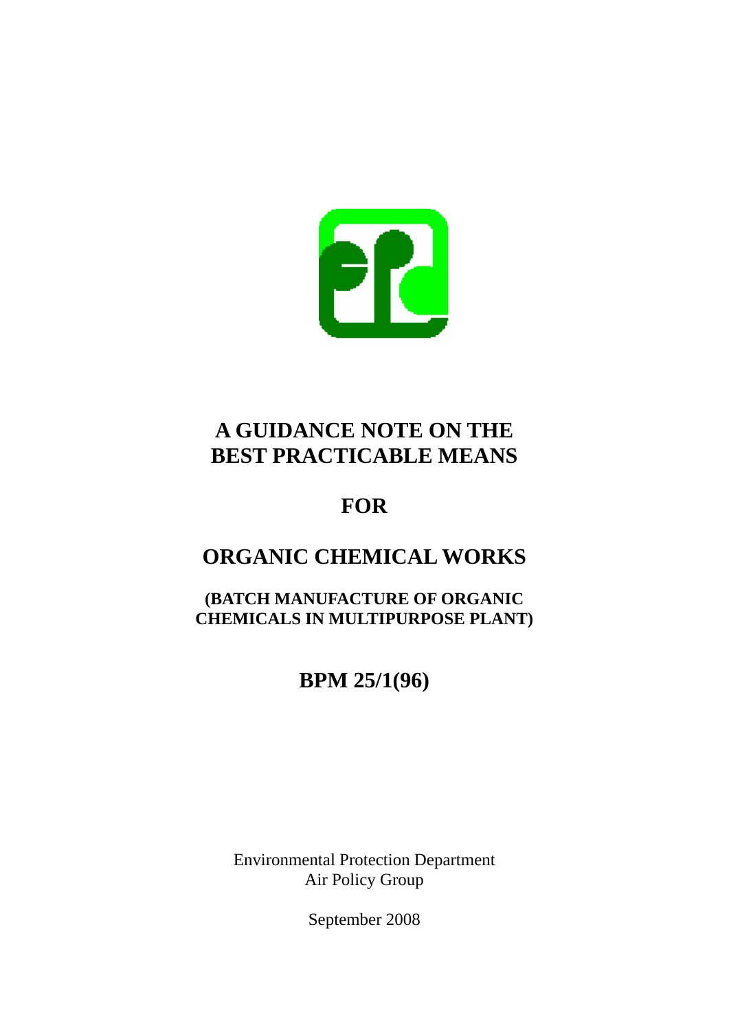# A GUIDANCE NOTE ON THE BEST PRACTICABLE MEANS

## FOR

## ORGANIC CHEMICAL WORKS

### (BATCH MANUFACTURE OF ORGANIC CHEMICALS IN MULTIPURPOSE PLANT)

## BPM 25/1(96)

Environmental Protection Department
Air Policy Group

September 2008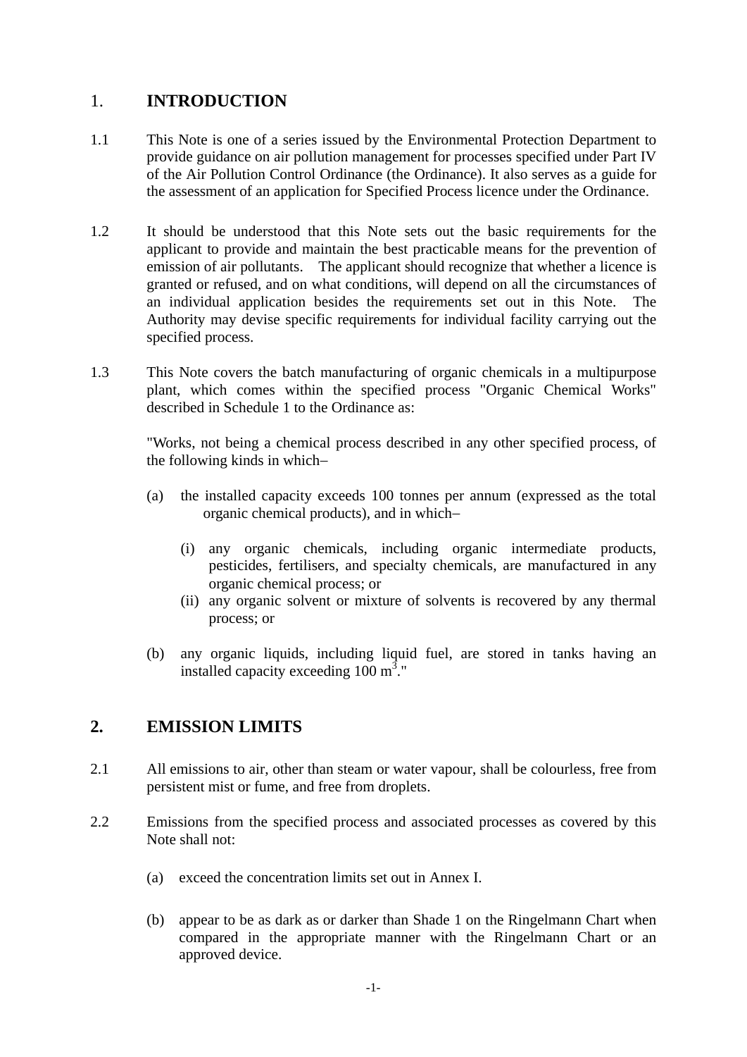## 1. INTRODUCTION

1.1 This Note is one of a series issued by the Environmental Protection Department to provide guidance on air pollution management for processes specified under Part IV of the Air Pollution Control Ordinance (the Ordinance). It also serves as a guide for the assessment of an application for Specified Process licence under the Ordinance.

1.2 It should be understood that this Note sets out the basic requirements for the applicant to provide and maintain the best practicable means for the prevention of emission of air pollutants. The applicant should recognize that whether a licence is granted or refused, and on what conditions, will depend on all the circumstances of an individual application besides the requirements set out in this Note. The Authority may devise specific requirements for individual facility carrying out the specified process.

1.3 This Note covers the batch manufacturing of organic chemicals in a multipurpose plant, which comes within the specified process "Organic Chemical Works" described in Schedule 1 to the Ordinance as:

"Works, not being a chemical process described in any other specified process, of the following kinds in which–

(a) the installed capacity exceeds 100 tonnes per annum (expressed as the total organic chemical products), and in which–

  (i) any organic chemicals, including organic intermediate products, pesticides, fertilisers, and specialty chemicals, are manufactured in any organic chemical process; or
  (ii) any organic solvent or mixture of solvents is recovered by any thermal process; or

(b) any organic liquids, including liquid fuel, are stored in tanks having an installed capacity exceeding 100 $m^3$."

## 2. EMISSION LIMITS

2.1 All emissions to air, other than steam or water vapour, shall be colourless, free from persistent mist or fume, and free from droplets.

2.2 Emissions from the specified process and associated processes as covered by this Note shall not:

(a) exceed the concentration limits set out in Annex I.

(b) appear to be as dark as or darker than Shade 1 on the Ringelmann Chart when compared in the appropriate manner with the Ringelmann Chart or an approved device.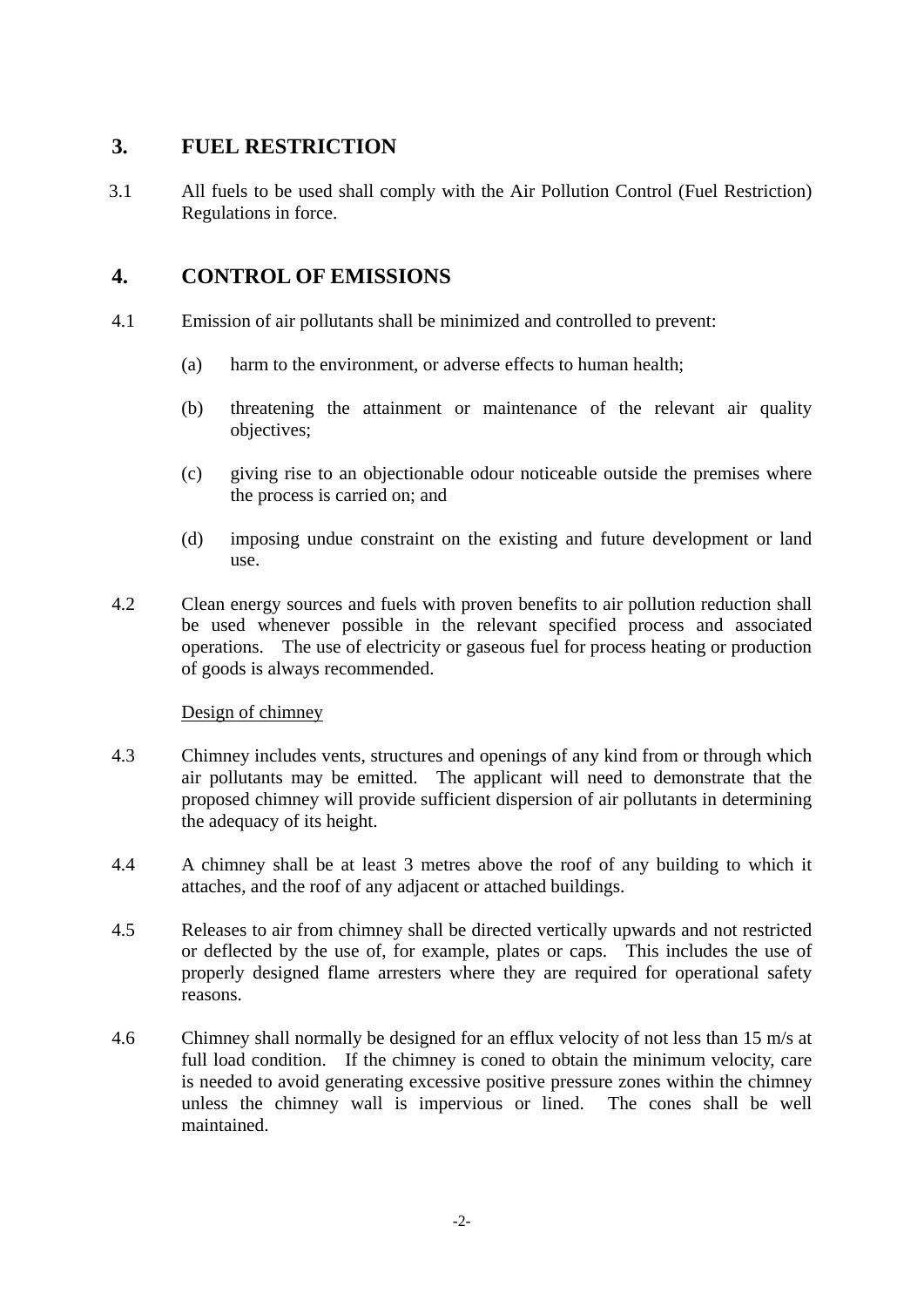## 3. FUEL RESTRICTION

3.1 All fuels to be used shall comply with the Air Pollution Control (Fuel Restriction) Regulations in force.

## 4. CONTROL OF EMISSIONS

4.1 Emission of air pollutants shall be minimized and controlled to prevent:

(a) harm to the environment, or adverse effects to human health;

(b) threatening the attainment or maintenance of the relevant air quality objectives;

(c) giving rise to an objectionable odour noticeable outside the premises where the process is carried on; and

(d) imposing undue constraint on the existing and future development or land use.

4.2 Clean energy sources and fuels with proven benefits to air pollution reduction shall be used whenever possible in the relevant specified process and associated operations. The use of electricity or gaseous fuel for process heating or production of goods is always recommended.

<u>Design of chimney</u>

4.3 Chimney includes vents, structures and openings of any kind from or through which air pollutants may be emitted. The applicant will need to demonstrate that the proposed chimney will provide sufficient dispersion of air pollutants in determining the adequacy of its height.

4.4 A chimney shall be at least 3 metres above the roof of any building to which it attaches, and the roof of any adjacent or attached buildings.

4.5 Releases to air from chimney shall be directed vertically upwards and not restricted or deflected by the use of, for example, plates or caps. This includes the use of properly designed flame arresters where they are required for operational safety reasons.

4.6 Chimney shall normally be designed for an efflux velocity of not less than 15 m/s at full load condition. If the chimney is coned to obtain the minimum velocity, care is needed to avoid generating excessive positive pressure zones within the chimney unless the chimney wall is impervious or lined. The cones shall be well maintained.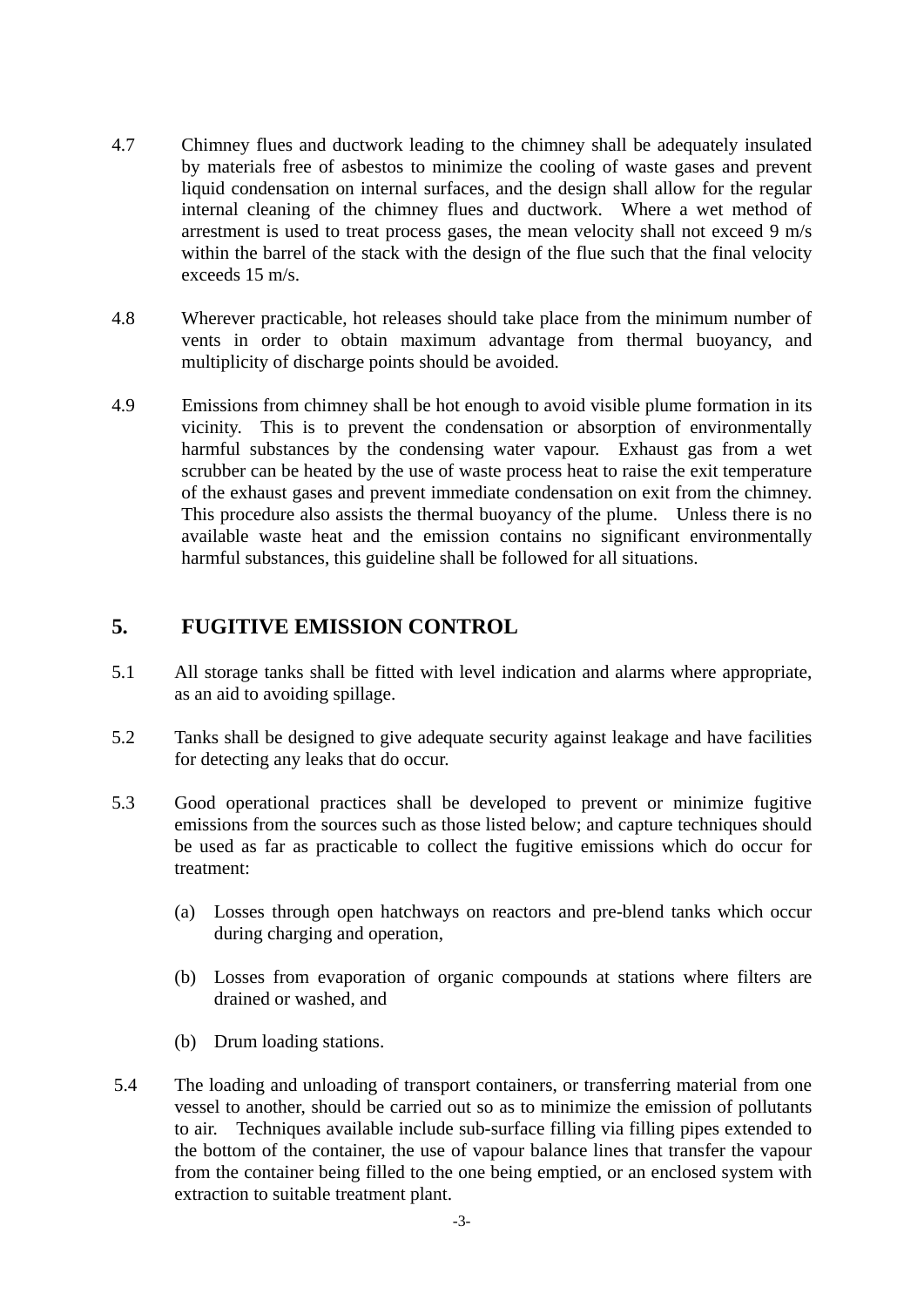4.7 Chimney flues and ductwork leading to the chimney shall be adequately insulated by materials free of asbestos to minimize the cooling of waste gases and prevent liquid condensation on internal surfaces, and the design shall allow for the regular internal cleaning of the chimney flues and ductwork. Where a wet method of arrestment is used to treat process gases, the mean velocity shall not exceed 9 m/s within the barrel of the stack with the design of the flue such that the final velocity exceeds 15 m/s.

4.8 Wherever practicable, hot releases should take place from the minimum number of vents in order to obtain maximum advantage from thermal buoyancy, and multiplicity of discharge points should be avoided.

4.9 Emissions from chimney shall be hot enough to avoid visible plume formation in its vicinity. This is to prevent the condensation or absorption of environmentally harmful substances by the condensing water vapour. Exhaust gas from a wet scrubber can be heated by the use of waste process heat to raise the exit temperature of the exhaust gases and prevent immediate condensation on exit from the chimney. This procedure also assists the thermal buoyancy of the plume. Unless there is no available waste heat and the emission contains no significant environmentally harmful substances, this guideline shall be followed for all situations.

## 5. FUGITIVE EMISSION CONTROL

5.1 All storage tanks shall be fitted with level indication and alarms where appropriate, as an aid to avoiding spillage.

5.2 Tanks shall be designed to give adequate security against leakage and have facilities for detecting any leaks that do occur.

5.3 Good operational practices shall be developed to prevent or minimize fugitive emissions from the sources such as those listed below; and capture techniques should be used as far as practicable to collect the fugitive emissions which do occur for treatment:

(a) Losses through open hatchways on reactors and pre-blend tanks which occur during charging and operation,

(b) Losses from evaporation of organic compounds at stations where filters are drained or washed, and

(b) Drum loading stations.

5.4 The loading and unloading of transport containers, or transferring material from one vessel to another, should be carried out so as to minimize the emission of pollutants to air. Techniques available include sub-surface filling via filling pipes extended to the bottom of the container, the use of vapour balance lines that transfer the vapour from the container being filled to the one being emptied, or an enclosed system with extraction to suitable treatment plant.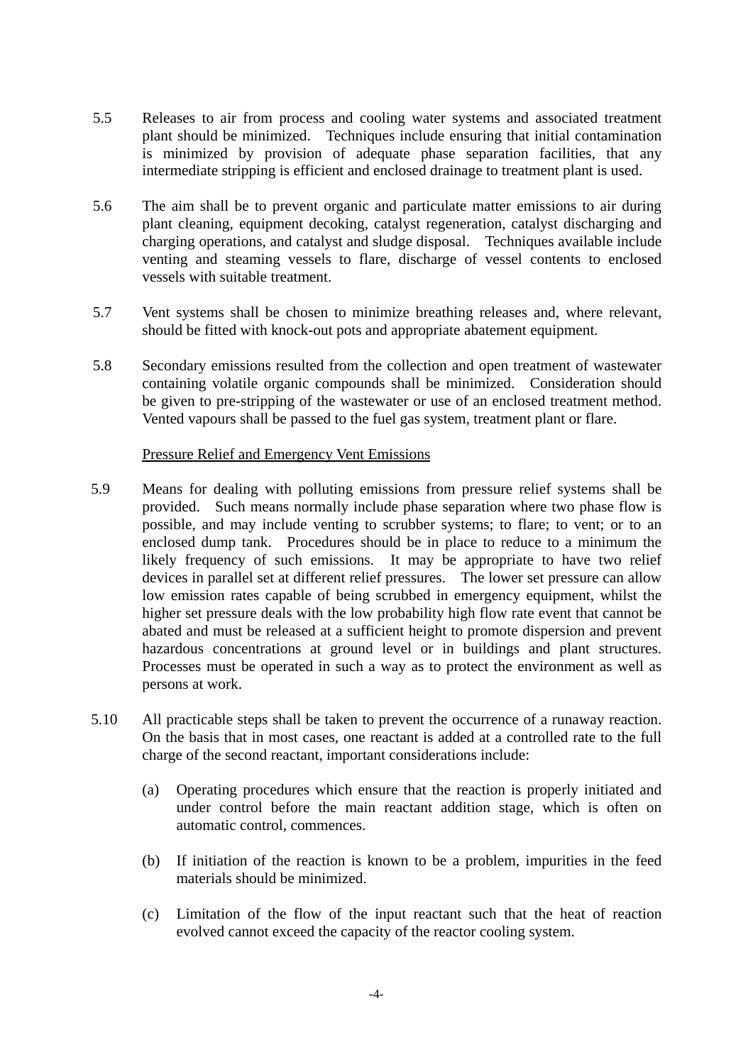5.5 Releases to air from process and cooling water systems and associated treatment plant should be minimized. Techniques include ensuring that initial contamination is minimized by provision of adequate phase separation facilities, that any intermediate stripping is efficient and enclosed drainage to treatment plant is used.

5.6 The aim shall be to prevent organic and particulate matter emissions to air during plant cleaning, equipment decoking, catalyst regeneration, catalyst discharging and charging operations, and catalyst and sludge disposal. Techniques available include venting and steaming vessels to flare, discharge of vessel contents to enclosed vessels with suitable treatment.

5.7 Vent systems shall be chosen to minimize breathing releases and, where relevant, should be fitted with knock-out pots and appropriate abatement equipment.

5.8 Secondary emissions resulted from the collection and open treatment of wastewater containing volatile organic compounds shall be minimized. Consideration should be given to pre-stripping of the wastewater or use of an enclosed treatment method. Vented vapours shall be passed to the fuel gas system, treatment plant or flare.

<u>Pressure Relief and Emergency Vent Emissions</u>

5.9 Means for dealing with polluting emissions from pressure relief systems shall be provided. Such means normally include phase separation where two phase flow is possible, and may include venting to scrubber systems; to flare; to vent; or to an enclosed dump tank. Procedures should be in place to reduce to a minimum the likely frequency of such emissions. It may be appropriate to have two relief devices in parallel set at different relief pressures. The lower set pressure can allow low emission rates capable of being scrubbed in emergency equipment, whilst the higher set pressure deals with the low probability high flow rate event that cannot be abated and must be released at a sufficient height to promote dispersion and prevent hazardous concentrations at ground level or in buildings and plant structures. Processes must be operated in such a way as to protect the environment as well as persons at work.

5.10 All practicable steps shall be taken to prevent the occurrence of a runaway reaction. On the basis that in most cases, one reactant is added at a controlled rate to the full charge of the second reactant, important considerations include:

(a) Operating procedures which ensure that the reaction is properly initiated and under control before the main reactant addition stage, which is often on automatic control, commences.

(b) If initiation of the reaction is known to be a problem, impurities in the feed materials should be minimized.

(c) Limitation of the flow of the input reactant such that the heat of reaction evolved cannot exceed the capacity of the reactor cooling system.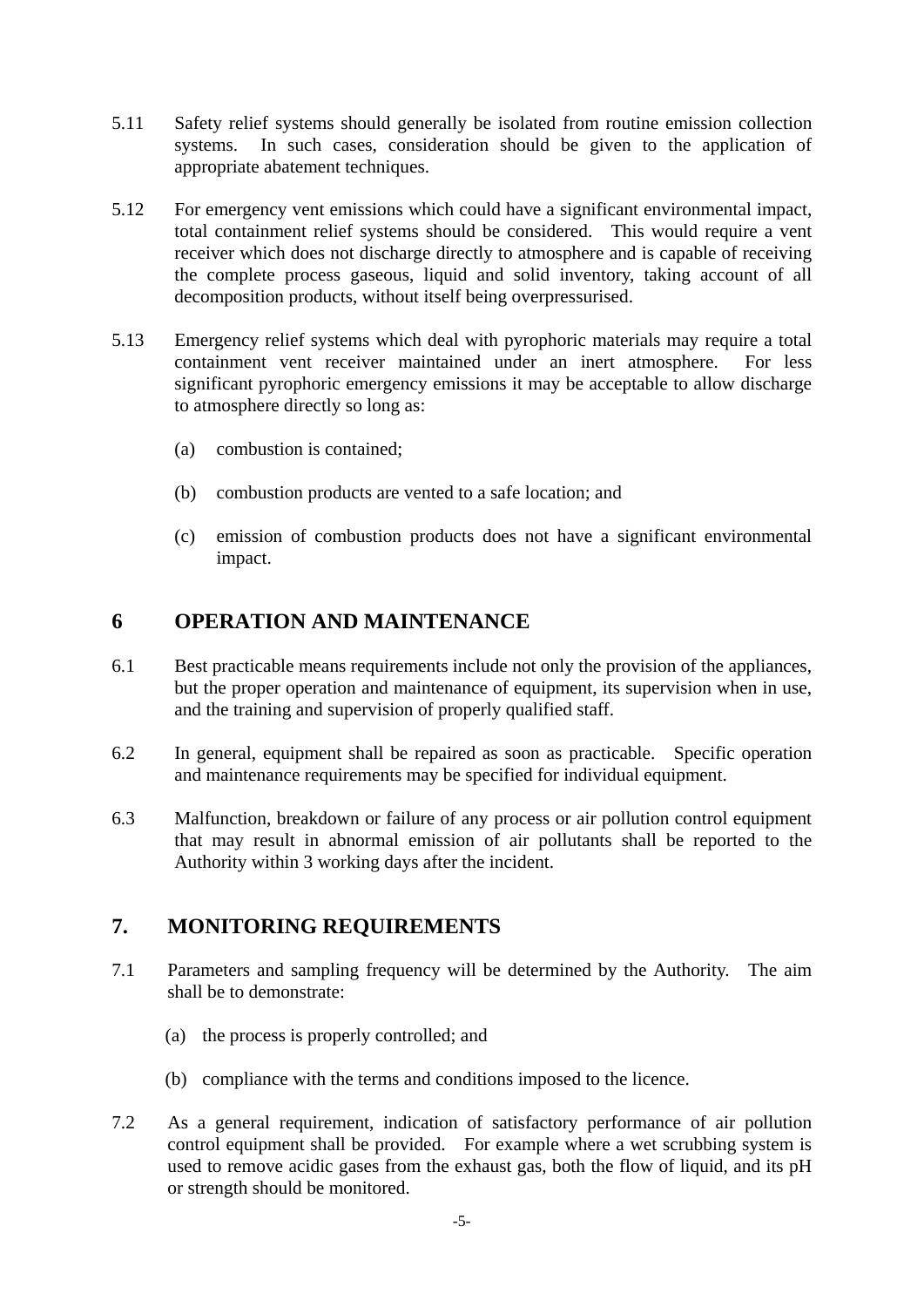5.11 Safety relief systems should generally be isolated from routine emission collection systems. In such cases, consideration should be given to the application of appropriate abatement techniques.

5.12 For emergency vent emissions which could have a significant environmental impact, total containment relief systems should be considered. This would require a vent receiver which does not discharge directly to atmosphere and is capable of receiving the complete process gaseous, liquid and solid inventory, taking account of all decomposition products, without itself being overpressurised.

5.13 Emergency relief systems which deal with pyrophoric materials may require a total containment vent receiver maintained under an inert atmosphere. For less significant pyrophoric emergency emissions it may be acceptable to allow discharge to atmosphere directly so long as:

(a) combustion is contained;

(b) combustion products are vented to a safe location; and

(c) emission of combustion products does not have a significant environmental impact.

## 6 OPERATION AND MAINTENANCE

6.1 Best practicable means requirements include not only the provision of the appliances, but the proper operation and maintenance of equipment, its supervision when in use, and the training and supervision of properly qualified staff.

6.2 In general, equipment shall be repaired as soon as practicable. Specific operation and maintenance requirements may be specified for individual equipment.

6.3 Malfunction, breakdown or failure of any process or air pollution control equipment that may result in abnormal emission of air pollutants shall be reported to the Authority within 3 working days after the incident.

## 7. MONITORING REQUIREMENTS

7.1 Parameters and sampling frequency will be determined by the Authority. The aim shall be to demonstrate:

(a) the process is properly controlled; and

(b) compliance with the terms and conditions imposed to the licence.

7.2 As a general requirement, indication of satisfactory performance of air pollution control equipment shall be provided. For example where a wet scrubbing system is used to remove acidic gases from the exhaust gas, both the flow of liquid, and its pH or strength should be monitored.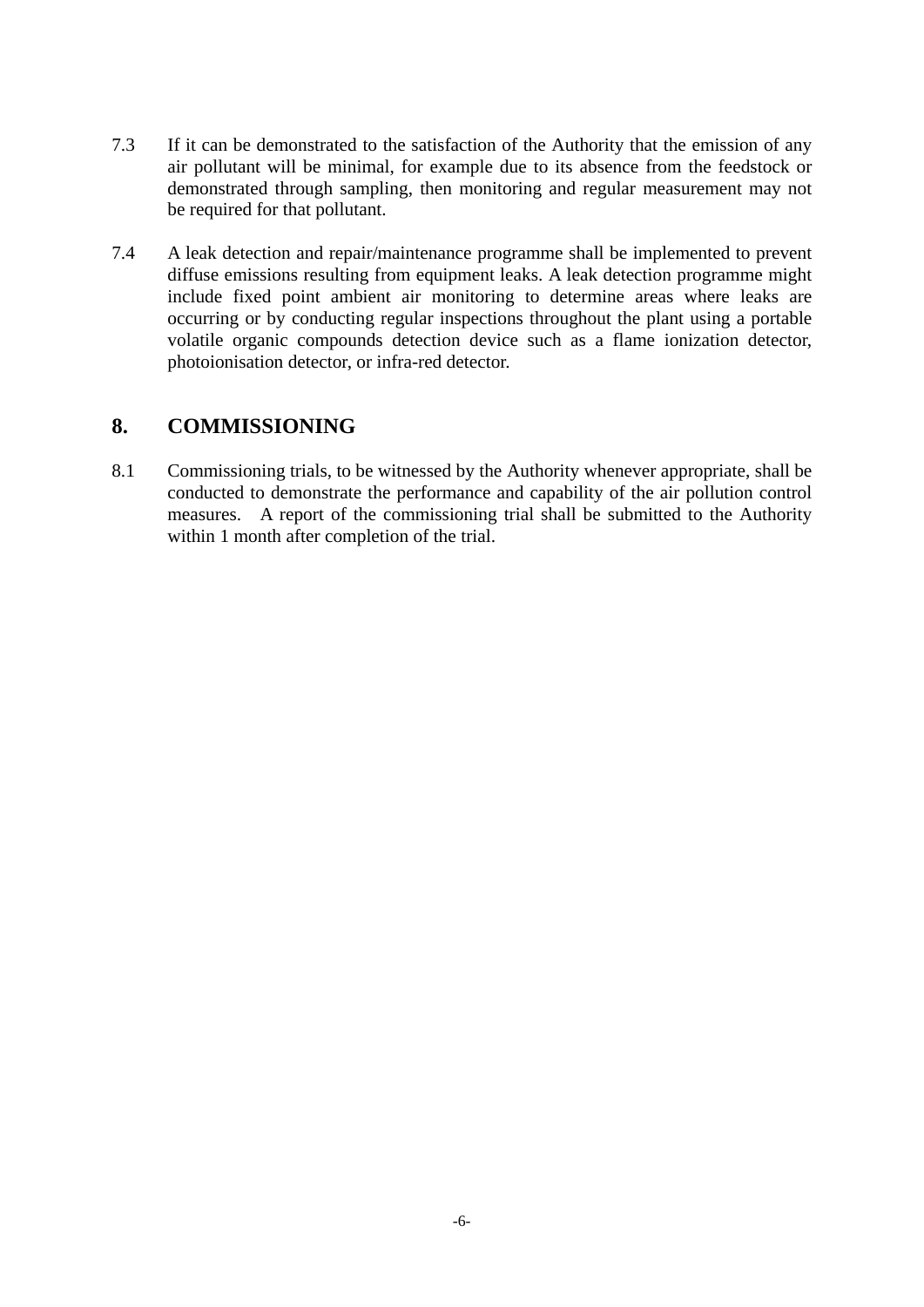7.3 If it can be demonstrated to the satisfaction of the Authority that the emission of any air pollutant will be minimal, for example due to its absence from the feedstock or demonstrated through sampling, then monitoring and regular measurement may not be required for that pollutant.

7.4 A leak detection and repair/maintenance programme shall be implemented to prevent diffuse emissions resulting from equipment leaks. A leak detection programme might include fixed point ambient air monitoring to determine areas where leaks are occurring or by conducting regular inspections throughout the plant using a portable volatile organic compounds detection device such as a flame ionization detector, photoionisation detector, or infra-red detector.

## 8. COMMISSIONING

8.1 Commissioning trials, to be witnessed by the Authority whenever appropriate, shall be conducted to demonstrate the performance and capability of the air pollution control measures. A report of the commissioning trial shall be submitted to the Authority within 1 month after completion of the trial.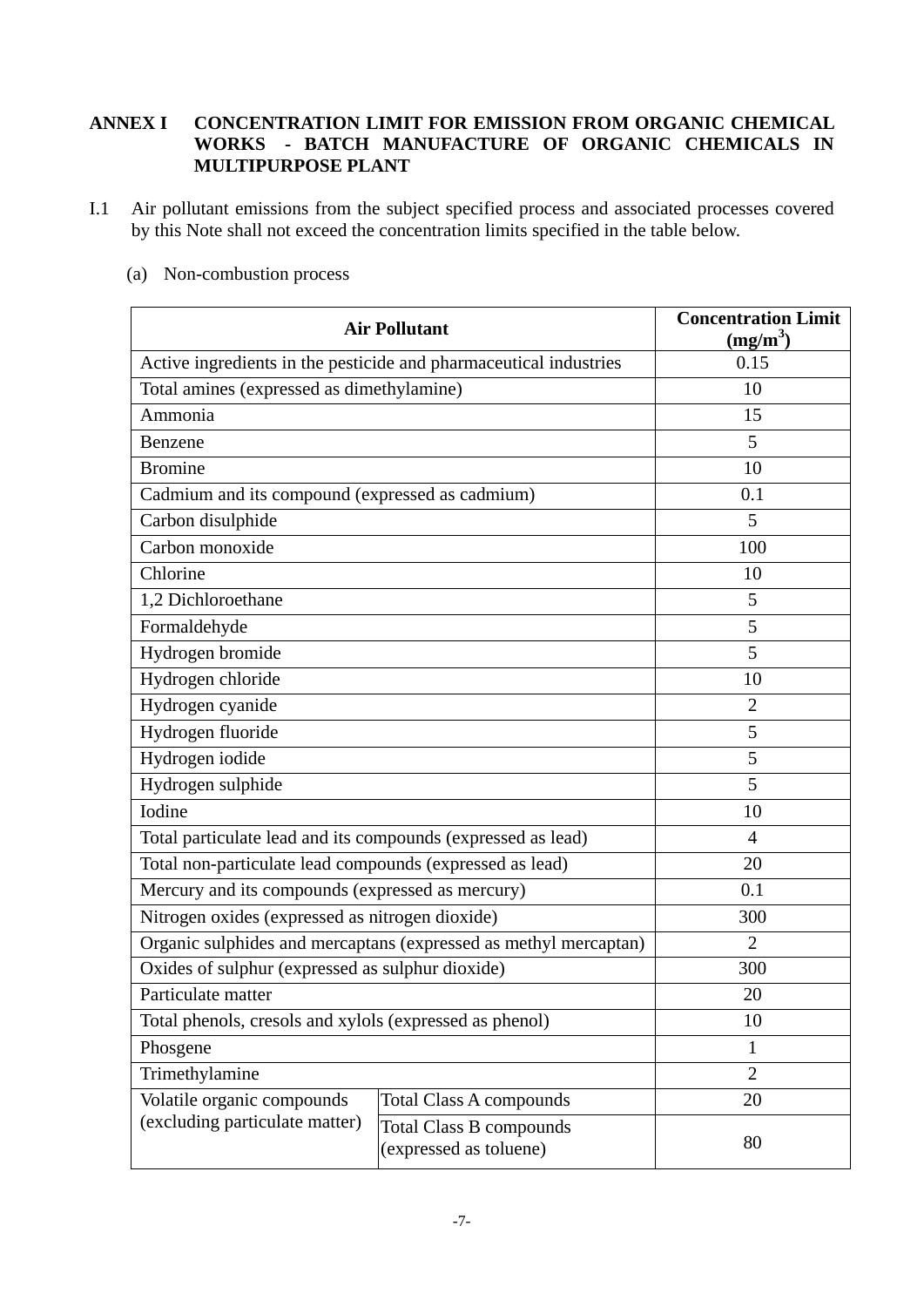**ANNEX I CONCENTRATION LIMIT FOR EMISSION FROM ORGANIC CHEMICAL WORKS - BATCH MANUFACTURE OF ORGANIC CHEMICALS IN MULTIPURPOSE PLANT**

I.1 Air pollutant emissions from the subject specified process and associated processes covered by this Note shall not exceed the concentration limits specified in the table below.

(a) Non-combustion process

| Air Pollutant | | Concentration Limit ($mg/m^3$) |
|---|---|---|
| Active ingredients in the pesticide and pharmaceutical industries | | 0.15 |
| Total amines (expressed as dimethylamine) | | 10 |
| Ammonia | | 15 |
| Benzene | | 5 |
| Bromine | | 10 |
| Cadmium and its compound (expressed as cadmium) | | 0.1 |
| Carbon disulphide | | 5 |
| Carbon monoxide | | 100 |
| Chlorine | | 10 |
| 1,2 Dichloroethane | | 5 |
| Formaldehyde | | 5 |
| Hydrogen bromide | | 5 |
| Hydrogen chloride | | 10 |
| Hydrogen cyanide | | 2 |
| Hydrogen fluoride | | 5 |
| Hydrogen iodide | | 5 |
| Hydrogen sulphide | | 5 |
| Iodine | | 10 |
| Total particulate lead and its compounds (expressed as lead) | | 4 |
| Total non-particulate lead compounds (expressed as lead) | | 20 |
| Mercury and its compounds (expressed as mercury) | | 0.1 |
| Nitrogen oxides (expressed as nitrogen dioxide) | | 300 |
| Organic sulphides and mercaptans (expressed as methyl mercaptan) | | 2 |
| Oxides of sulphur (expressed as sulphur dioxide) | | 300 |
| Particulate matter | | 20 |
| Total phenols, cresols and xylols (expressed as phenol) | | 10 |
| Phosgene | | 1 |
| Trimethylamine | | 2 |
| Volatile organic compounds (excluding particulate matter) | Total Class A compounds | 20 |
| | Total Class B compounds (expressed as toluene) | 80 |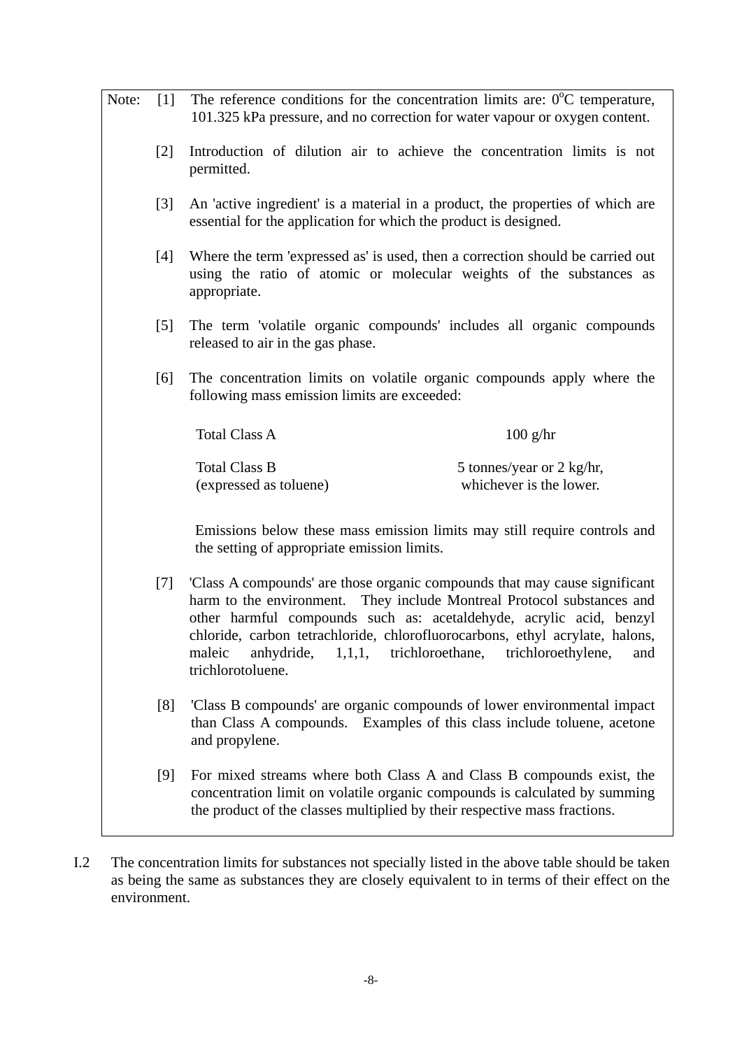Note:

[1] The reference conditions for the concentration limits are: $0^{o}C$ temperature, 101.325 kPa pressure, and no correction for water vapour or oxygen content.

[2] Introduction of dilution air to achieve the concentration limits is not permitted.

[3] An 'active ingredient' is a material in a product, the properties of which are essential for the application for which the product is designed.

[4] Where the term 'expressed as' is used, then a correction should be carried out using the ratio of atomic or molecular weights of the substances as appropriate.

[5] The term 'volatile organic compounds' includes all organic compounds released to air in the gas phase.

[6] The concentration limits on volatile organic compounds apply where the following mass emission limits are exceeded:

| | |
|---|---|
| Total Class A | 100 g/hr |
| Total Class B (expressed as toluene) | 5 tonnes/year or 2 kg/hr, whichever is the lower. |

Emissions below these mass emission limits may still require controls and the setting of appropriate emission limits.

[7] 'Class A compounds' are those organic compounds that may cause significant harm to the environment. They include Montreal Protocol substances and other harmful compounds such as: acetaldehyde, acrylic acid, benzyl chloride, carbon tetrachloride, chlorofluorocarbons, ethyl acrylate, halons, maleic anhydride, 1,1,1, trichloroethane, trichloroethylene, and trichlorotoluene.

[8] 'Class B compounds' are organic compounds of lower environmental impact than Class A compounds. Examples of this class include toluene, acetone and propylene.

[9] For mixed streams where both Class A and Class B compounds exist, the concentration limit on volatile organic compounds is calculated by summing the product of the classes multiplied by their respective mass fractions.

I.2 The concentration limits for substances not specially listed in the above table should be taken as being the same as substances they are closely equivalent to in terms of their effect on the environment.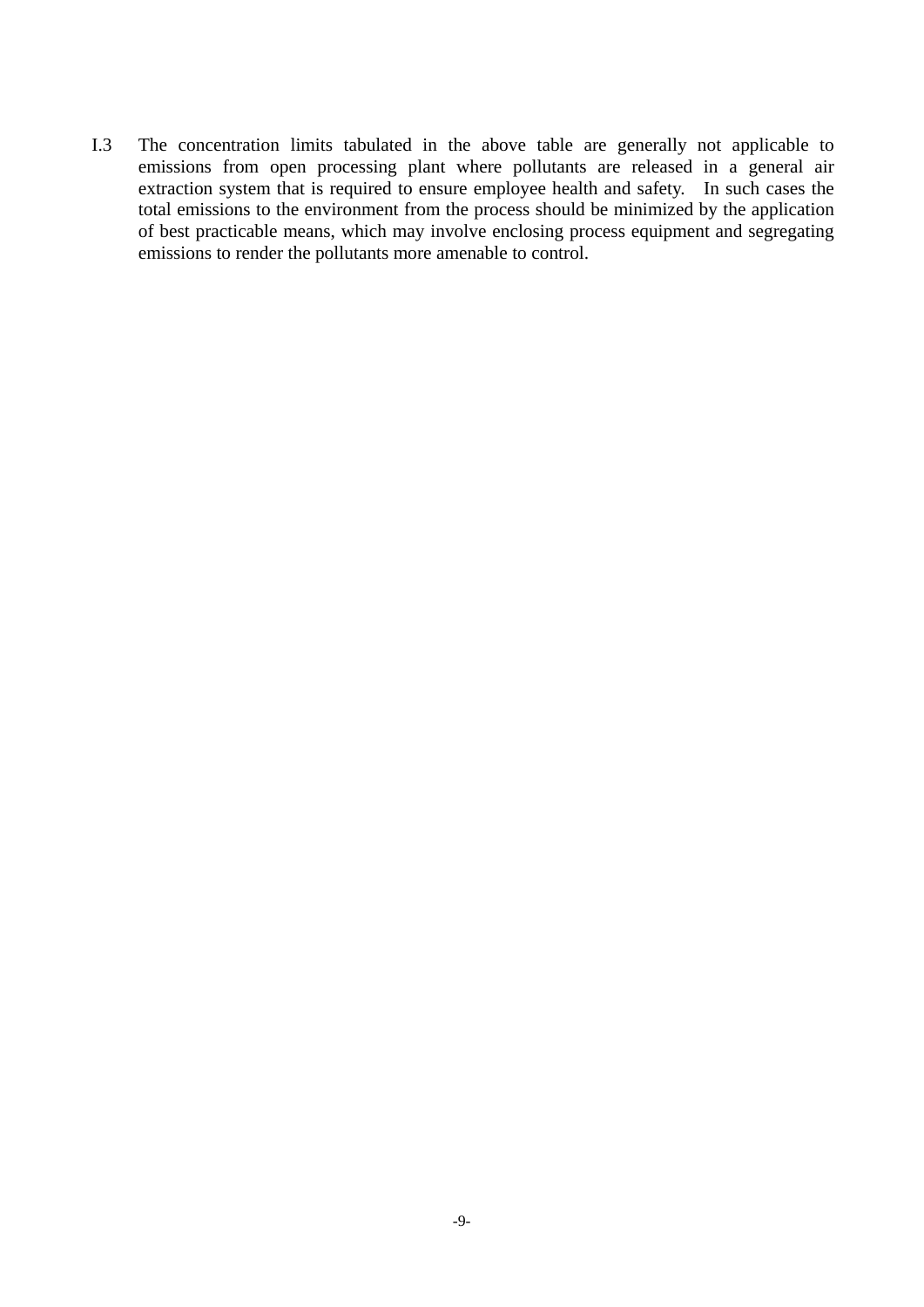I.3 The concentration limits tabulated in the above table are generally not applicable to emissions from open processing plant where pollutants are released in a general air extraction system that is required to ensure employee health and safety. In such cases the total emissions to the environment from the process should be minimized by the application of best practicable means, which may involve enclosing process equipment and segregating emissions to render the pollutants more amenable to control.